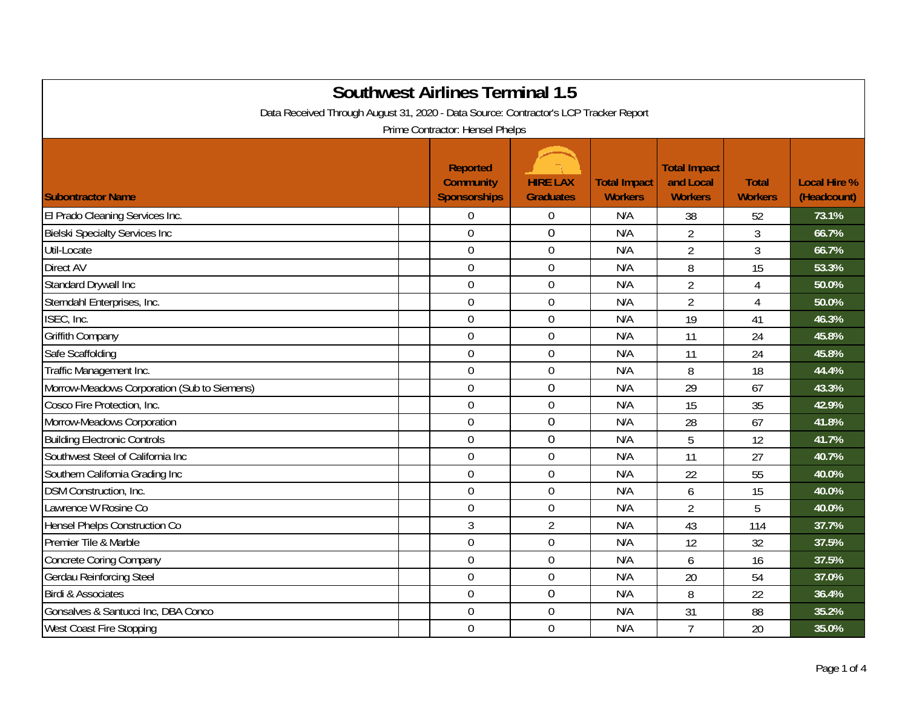# Southwest Airlines Terminal 1.5

Data Received Through August 31, 2020 - Data Source: Contractor's LCP Tracker Report

Prime Contractor: Hensel Phelps

| Subontractor Name | Reported Community Sponsorships | HIRE LAX Graduates | Total Impact Workers | Total Impact and Local Workers | Total Workers | Local Hire % (Headcount) |
|---|---|---|---|---|---|---|
| El Prado Cleaning Services Inc. | 0 | 0 | N/A | 38 | 52 | 73.1% |
| Bielski Specialty Services Inc | 0 | 0 | N/A | 2 | 3 | 66.7% |
| Util-Locate | 0 | 0 | N/A | 2 | 3 | 66.7% |
| Direct AV | 0 | 0 | N/A | 8 | 15 | 53.3% |
| Standard Drywall Inc | 0 | 0 | N/A | 2 | 4 | 50.0% |
| Sterndahl Enterprises, Inc. | 0 | 0 | N/A | 2 | 4 | 50.0% |
| ISEC, Inc. | 0 | 0 | N/A | 19 | 41 | 46.3% |
| Griffith Company | 0 | 0 | N/A | 11 | 24 | 45.8% |
| Safe Scaffolding | 0 | 0 | N/A | 11 | 24 | 45.8% |
| Traffic Management Inc. | 0 | 0 | N/A | 8 | 18 | 44.4% |
| Morrow-Meadows Corporation (Sub to Siemens) | 0 | 0 | N/A | 29 | 67 | 43.3% |
| Cosco Fire Protection, Inc. | 0 | 0 | N/A | 15 | 35 | 42.9% |
| Morrow-Meadows Corporation | 0 | 0 | N/A | 28 | 67 | 41.8% |
| Building Electronic Controls | 0 | 0 | N/A | 5 | 12 | 41.7% |
| Southwest Steel of California Inc | 0 | 0 | N/A | 11 | 27 | 40.7% |
| Southern California Grading Inc | 0 | 0 | N/A | 22 | 55 | 40.0% |
| DSM Construction, Inc. | 0 | 0 | N/A | 6 | 15 | 40.0% |
| Lawrence W Rosine Co | 0 | 0 | N/A | 2 | 5 | 40.0% |
| Hensel Phelps Construction Co | 3 | 2 | N/A | 43 | 114 | 37.7% |
| Premier Tile & Marble | 0 | 0 | N/A | 12 | 32 | 37.5% |
| Concrete Coring Company | 0 | 0 | N/A | 6 | 16 | 37.5% |
| Gerdau Reinforcing Steel | 0 | 0 | N/A | 20 | 54 | 37.0% |
| Birdi & Associates | 0 | 0 | N/A | 8 | 22 | 36.4% |
| Gonsalves & Santucci Inc, DBA Conco | 0 | 0 | N/A | 31 | 88 | 35.2% |
| West Coast Fire Stopping | 0 | 0 | N/A | 7 | 20 | 35.0% |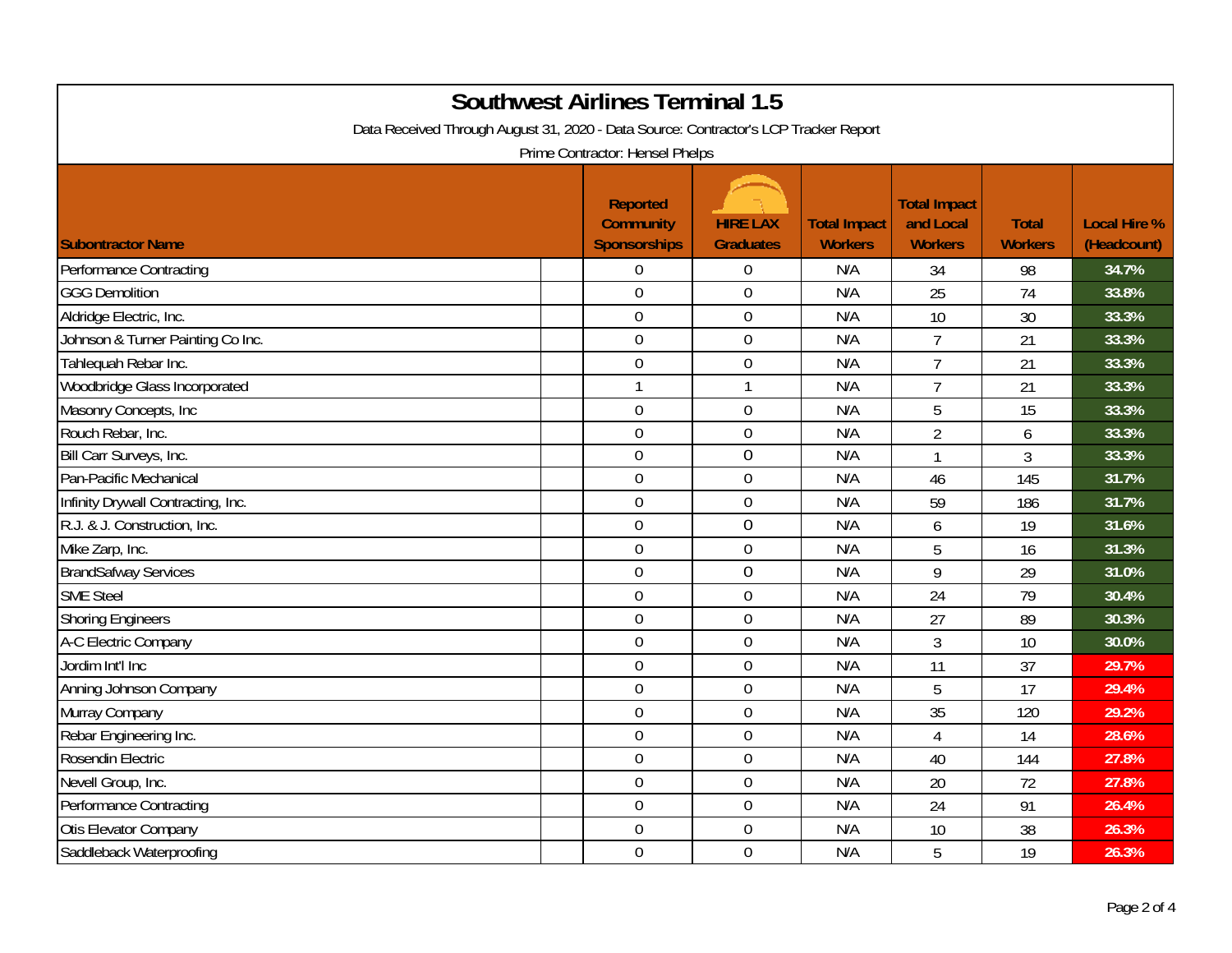# Southwest Airlines Terminal 1.5

Data Received Through August 31, 2020 - Data Source: Contractor's LCP Tracker Report

Prime Contractor: Hensel Phelps

| Subontractor Name | Reported Community Sponsorships | HIRE LAX Graduates | Total Impact Workers | Total Impact and Local Workers | Total Workers | Local Hire % (Headcount) |
|---|---|---|---|---|---|---|
| Performance Contracting | 0 | 0 | N/A | 34 | 98 | 34.7% |
| GGG Demolition | 0 | 0 | N/A | 25 | 74 | 33.8% |
| Aldridge Electric, Inc. | 0 | 0 | N/A | 10 | 30 | 33.3% |
| Johnson & Turner Painting Co Inc. | 0 | 0 | N/A | 7 | 21 | 33.3% |
| Tahlequah Rebar Inc. | 0 | 0 | N/A | 7 | 21 | 33.3% |
| Woodbridge Glass Incorporated | 1 | 1 | N/A | 7 | 21 | 33.3% |
| Masonry Concepts, Inc | 0 | 0 | N/A | 5 | 15 | 33.3% |
| Rouch Rebar, Inc. | 0 | 0 | N/A | 2 | 6 | 33.3% |
| Bill Carr Surveys, Inc. | 0 | 0 | N/A | 1 | 3 | 33.3% |
| Pan-Pacific Mechanical | 0 | 0 | N/A | 46 | 145 | 31.7% |
| Infinity Drywall Contracting, Inc. | 0 | 0 | N/A | 59 | 186 | 31.7% |
| R.J. & J. Construction, Inc. | 0 | 0 | N/A | 6 | 19 | 31.6% |
| Mike Zarp, Inc. | 0 | 0 | N/A | 5 | 16 | 31.3% |
| BrandSafway Services | 0 | 0 | N/A | 9 | 29 | 31.0% |
| SME Steel | 0 | 0 | N/A | 24 | 79 | 30.4% |
| Shoring Engineers | 0 | 0 | N/A | 27 | 89 | 30.3% |
| A-C Electric Company | 0 | 0 | N/A | 3 | 10 | 30.0% |
| Jordim Int'l Inc | 0 | 0 | N/A | 11 | 37 | 29.7% |
| Anning Johnson Company | 0 | 0 | N/A | 5 | 17 | 29.4% |
| Murray Company | 0 | 0 | N/A | 35 | 120 | 29.2% |
| Rebar Engineering Inc. | 0 | 0 | N/A | 4 | 14 | 28.6% |
| Rosendin Electric | 0 | 0 | N/A | 40 | 144 | 27.8% |
| Nevell Group, Inc. | 0 | 0 | N/A | 20 | 72 | 27.8% |
| Performance Contracting | 0 | 0 | N/A | 24 | 91 | 26.4% |
| Otis Elevator Company | 0 | 0 | N/A | 10 | 38 | 26.3% |
| Saddleback Waterproofing | 0 | 0 | N/A | 5 | 19 | 26.3% |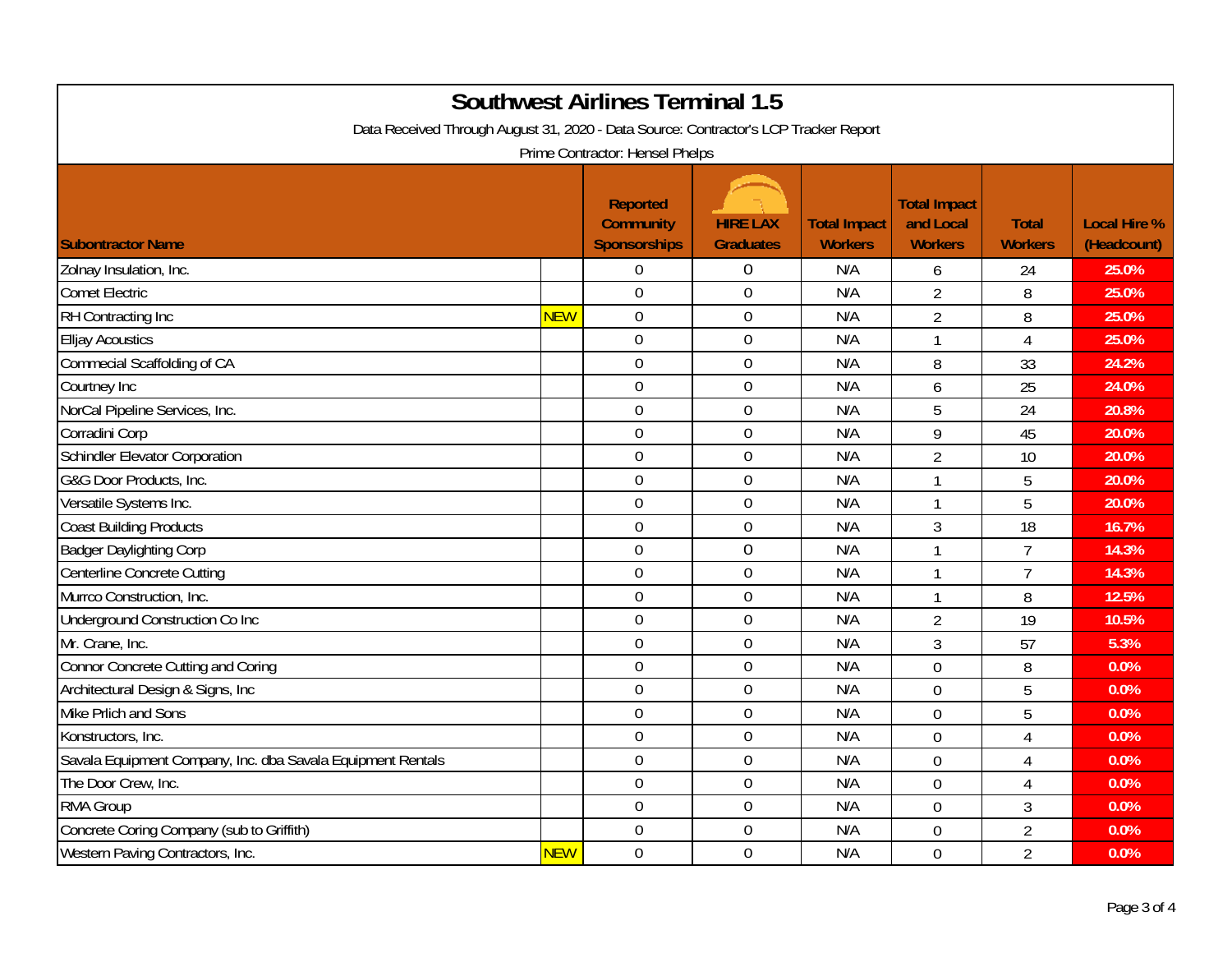# Southwest Airlines Terminal 1.5

Data Received Through August 31, 2020 - Data Source: Contractor's LCP Tracker Report

Prime Contractor: Hensel Phelps

| Subontractor Name | | Reported Community Sponsorships | HIRE LAX Graduates | Total Impact Workers | Total Impact and Local Workers | Total Workers | Local Hire % (Headcount) |
|---|---|---|---|---|---|---|---|
| Zolnay Insulation, Inc. | | 0 | 0 | N/A | 6 | 24 | 25.0% |
| Comet Electric | | 0 | 0 | N/A | 2 | 8 | 25.0% |
| RH Contracting Inc | NEW | 0 | 0 | N/A | 2 | 8 | 25.0% |
| Elljay Acoustics | | 0 | 0 | N/A | 1 | 4 | 25.0% |
| Commecial Scaffolding of CA | | 0 | 0 | N/A | 8 | 33 | 24.2% |
| Courtney Inc | | 0 | 0 | N/A | 6 | 25 | 24.0% |
| NorCal Pipeline Services, Inc. | | 0 | 0 | N/A | 5 | 24 | 20.8% |
| Corradini Corp | | 0 | 0 | N/A | 9 | 45 | 20.0% |
| Schindler Elevator Corporation | | 0 | 0 | N/A | 2 | 10 | 20.0% |
| G&G Door Products, Inc. | | 0 | 0 | N/A | 1 | 5 | 20.0% |
| Versatile Systems Inc. | | 0 | 0 | N/A | 1 | 5 | 20.0% |
| Coast Building Products | | 0 | 0 | N/A | 3 | 18 | 16.7% |
| Badger Daylighting Corp | | 0 | 0 | N/A | 1 | 7 | 14.3% |
| Centerline Concrete Cutting | | 0 | 0 | N/A | 1 | 7 | 14.3% |
| Murrco Construction, Inc. | | 0 | 0 | N/A | 1 | 8 | 12.5% |
| Underground Construction Co Inc | | 0 | 0 | N/A | 2 | 19 | 10.5% |
| Mr. Crane, Inc. | | 0 | 0 | N/A | 3 | 57 | 5.3% |
| Connor Concrete Cutting and Coring | | 0 | 0 | N/A | 0 | 8 | 0.0% |
| Architectural Design & Signs, Inc | | 0 | 0 | N/A | 0 | 5 | 0.0% |
| Mike Prlich and Sons | | 0 | 0 | N/A | 0 | 5 | 0.0% |
| Konstructors, Inc. | | 0 | 0 | N/A | 0 | 4 | 0.0% |
| Savala Equipment Company, Inc. dba Savala Equipment Rentals | | 0 | 0 | N/A | 0 | 4 | 0.0% |
| The Door Crew, Inc. | | 0 | 0 | N/A | 0 | 4 | 0.0% |
| RMA Group | | 0 | 0 | N/A | 0 | 3 | 0.0% |
| Concrete Coring Company (sub to Griffith) | | 0 | 0 | N/A | 0 | 2 | 0.0% |
| Western Paving Contractors, Inc. | NEW | 0 | 0 | N/A | 0 | 2 | 0.0% |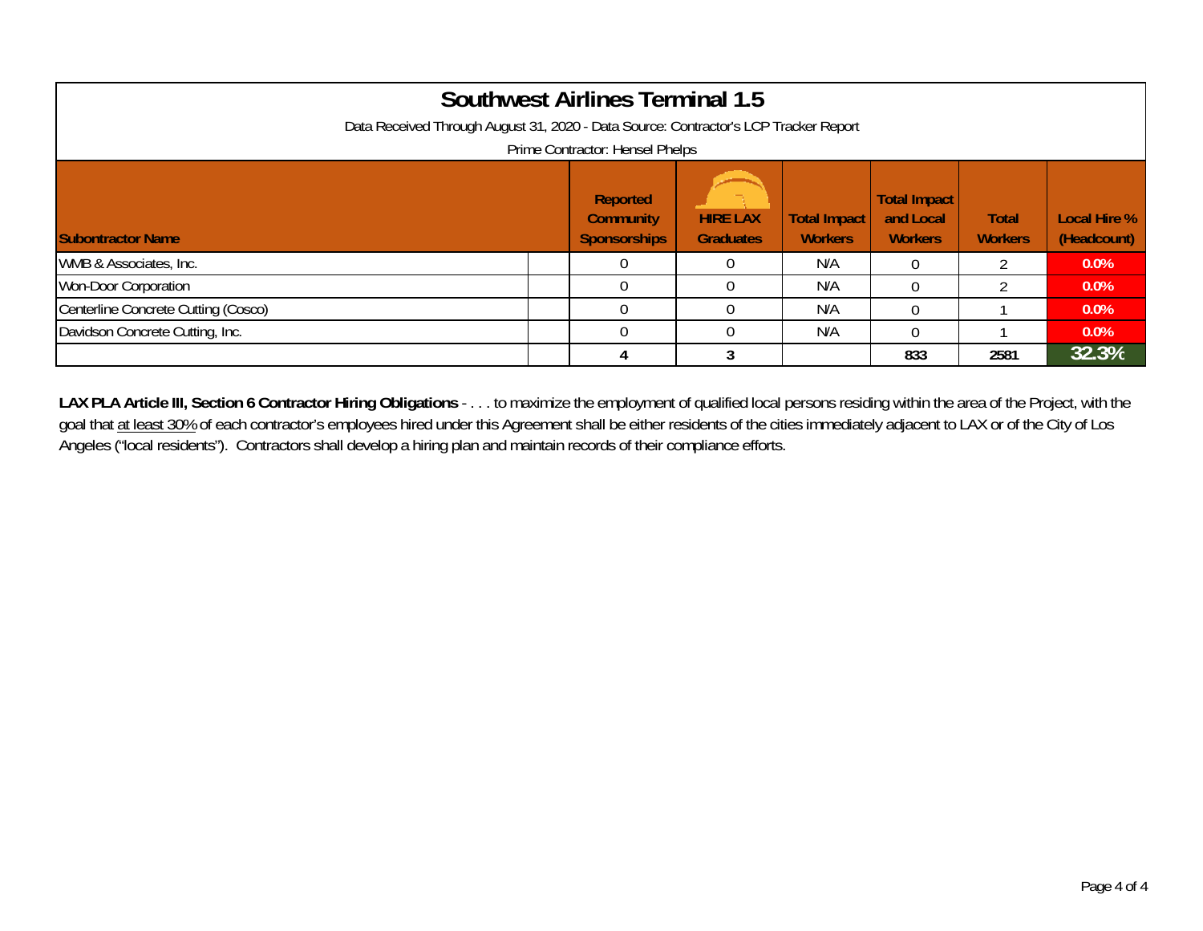## Southwest Airlines Terminal 1.5

Data Received Through August 31, 2020 - Data Source: Contractor's LCP Tracker Report

Prime Contractor: Hensel Phelps

| Subcontractor Name | | Reported Community Sponsorships | HIRE LAX Graduates | Total Impact Workers | Total Impact and Local Workers | Total Workers | Local Hire % (Headcount) |
|---|---|---|---|---|---|---|---|
| WMB & Associates, Inc. | | 0 | 0 | N/A | 0 | 2 | 0.0% |
| Won-Door Corporation | | 0 | 0 | N/A | 0 | 2 | 0.0% |
| Centerline Concrete Cutting (Cosco) | | 0 | 0 | N/A | 0 | 1 | 0.0% |
| Davidson Concrete Cutting, Inc. | | 0 | 0 | N/A | 0 | 1 | 0.0% |
| | | **4** | **3** | | **833** | **2581** | **32.3%** |

**LAX PLA Article III, Section 6 Contractor Hiring Obligations** - . . . to maximize the employment of qualified local persons residing within the area of the Project, with the goal that at least 30% of each contractor's employees hired under this Agreement shall be either residents of the cities immediately adjacent to LAX or of the City of Los Angeles ("local residents"). Contractors shall develop a hiring plan and maintain records of their compliance efforts.